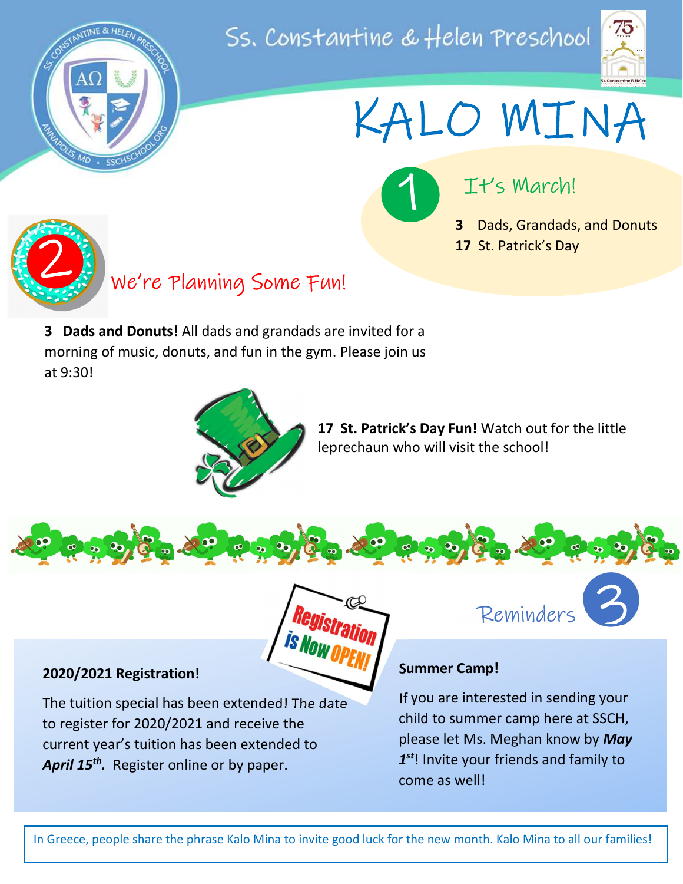# Ss. Constantine & Helen Preschool

# KALO MINA

## 1 It's March!

**3** Dads, Grandads, and Donuts
**17** St. Patrick's Day

## 2 We're Planning Some Fun!

**3 Dads and Donuts!** All dads and grandads are invited for a morning of music, donuts, and fun in the gym. Please join us at 9:30!

**17 St. Patrick's Day Fun!** Watch out for the little leprechaun who will visit the school!

## 3 Reminders

Registration is Now OPEN!

**2020/2021 Registration!**

The tuition special has been extended! The date to register for 2020/2021 and receive the current year's tuition has been extended to ***April 15th.*** Register online or by paper.

**Summer Camp!**

If you are interested in sending your child to summer camp here at SSCH, please let Ms. Meghan know by ***May 1st***! Invite your friends and family to come as well!

In Greece, people share the phrase Kalo Mina to invite good luck for the new month. Kalo Mina to all our families!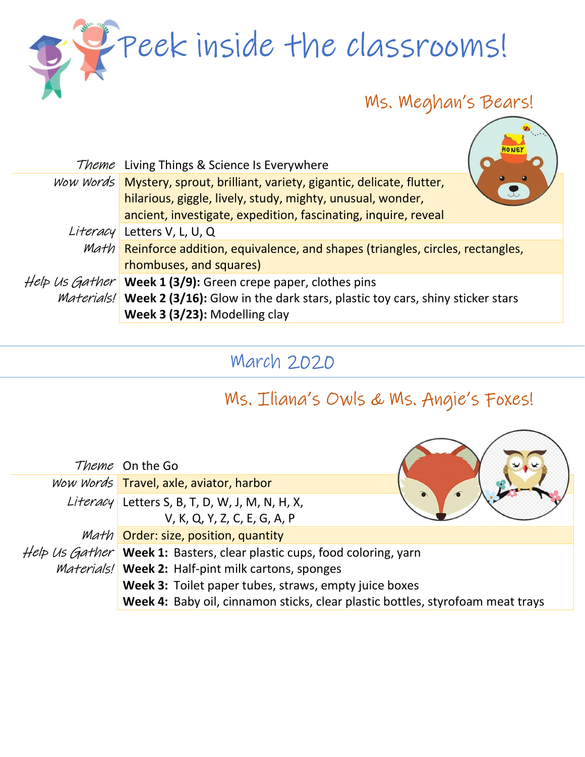# Peek inside the classrooms!

## Ms. Meghan's Bears!

| | |
|---|---|
| *Theme* | Living Things & Science Is Everywhere |
| *Wow Words* | Mystery, sprout, brilliant, variety, gigantic, delicate, flutter, hilarious, giggle, lively, study, mighty, unusual, wonder, ancient, investigate, expedition, fascinating, inquire, reveal |
| *Literacy* | Letters V, L, U, Q |
| *Math* | Reinforce addition, equivalence, and shapes (triangles, circles, rectangles, rhombuses, and squares) |
| *Help Us Gather Materials!* | **Week 1 (3/9):** Green crepe paper, clothes pins<br>**Week 2 (3/16):** Glow in the dark stars, plastic toy cars, shiny sticker stars<br>**Week 3 (3/23):** Modelling clay |

## March 2020

## Ms. Iliana's Owls & Ms. Angie's Foxes!

| | |
|---|---|
| *Theme* | On the Go |
| *Wow Words* | Travel, axle, aviator, harbor |
| *Literacy* | Letters S, B, T, D, W, J, M, N, H, X, V, K, Q, Y, Z, C, E, G, A, P |
| *Math* | Order: size, position, quantity |
| *Help Us Gather Materials!* | **Week 1:** Basters, clear plastic cups, food coloring, yarn<br>**Week 2:** Half-pint milk cartons, sponges<br>**Week 3:** Toilet paper tubes, straws, empty juice boxes<br>**Week 4:** Baby oil, cinnamon sticks, clear plastic bottles, styrofoam meat trays |